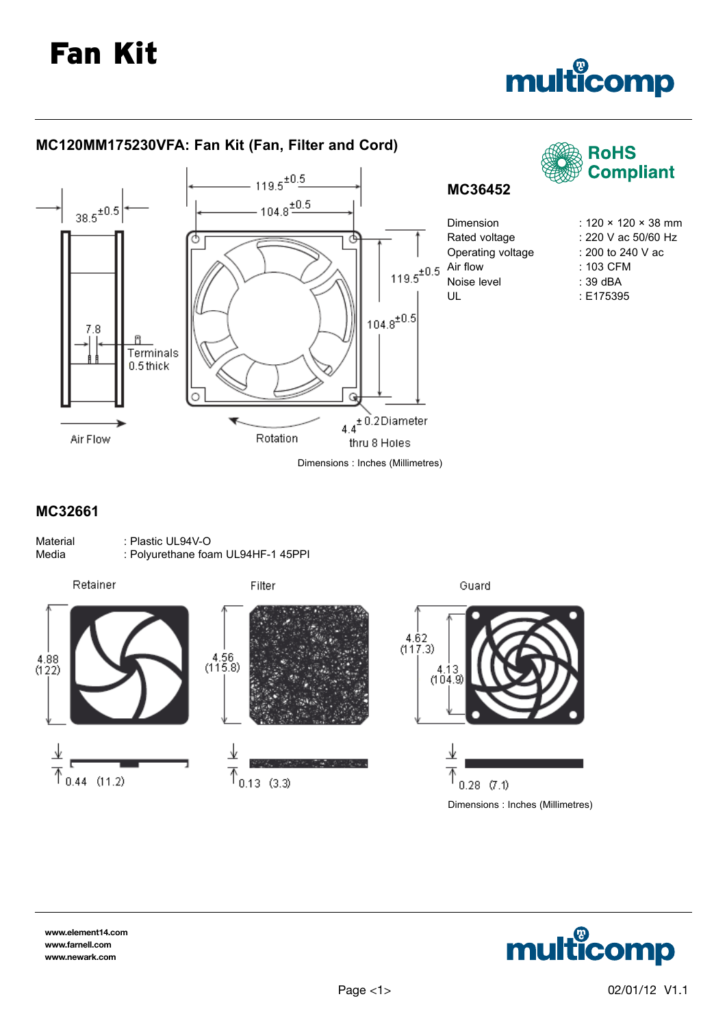# Fan Kit

## MC120MM175230VFA: Fan Kit (Fan, Filter and Cord)

RoHS Compliant

### MC36452

| | |
|---|---|
| Dimension | : 120 × 120 × 38 mm |
| Rated voltage | : 220 V ac 50/60 Hz |
| Operating voltage | : 200 to 240 V ac |
| Air flow | : 103 CFM |
| Noise level | : 39 dBA |
| UL | : E175395 |

119.5 ±0.5
104.8 ±0.5
38.5 ±0.5
7.8
Terminals 0.5 thick
119.5 ±0.5
104.8 ±0.5
Air Flow
Rotation
4.4 ± 0.2 Diameter thru 8 Holes

Dimensions : Inches (Millimetres)

### MC32661

| | |
|---|---|
| Material | : Plastic UL94V-O |
| Media | : Polyurethane foam UL94HF-1 45PPI |

Retainer: 4.88 (122); 0.44 (11.2)

Filter: 4.56 (115.8); 0.13 (3.3)

Guard: 4.62 (117.3); 4.13 (104.9); 0.28 (7.1)

Dimensions : Inches (Millimetres)

www.element14.com
www.farnell.com
www.newark.com

02/01/12 V1.1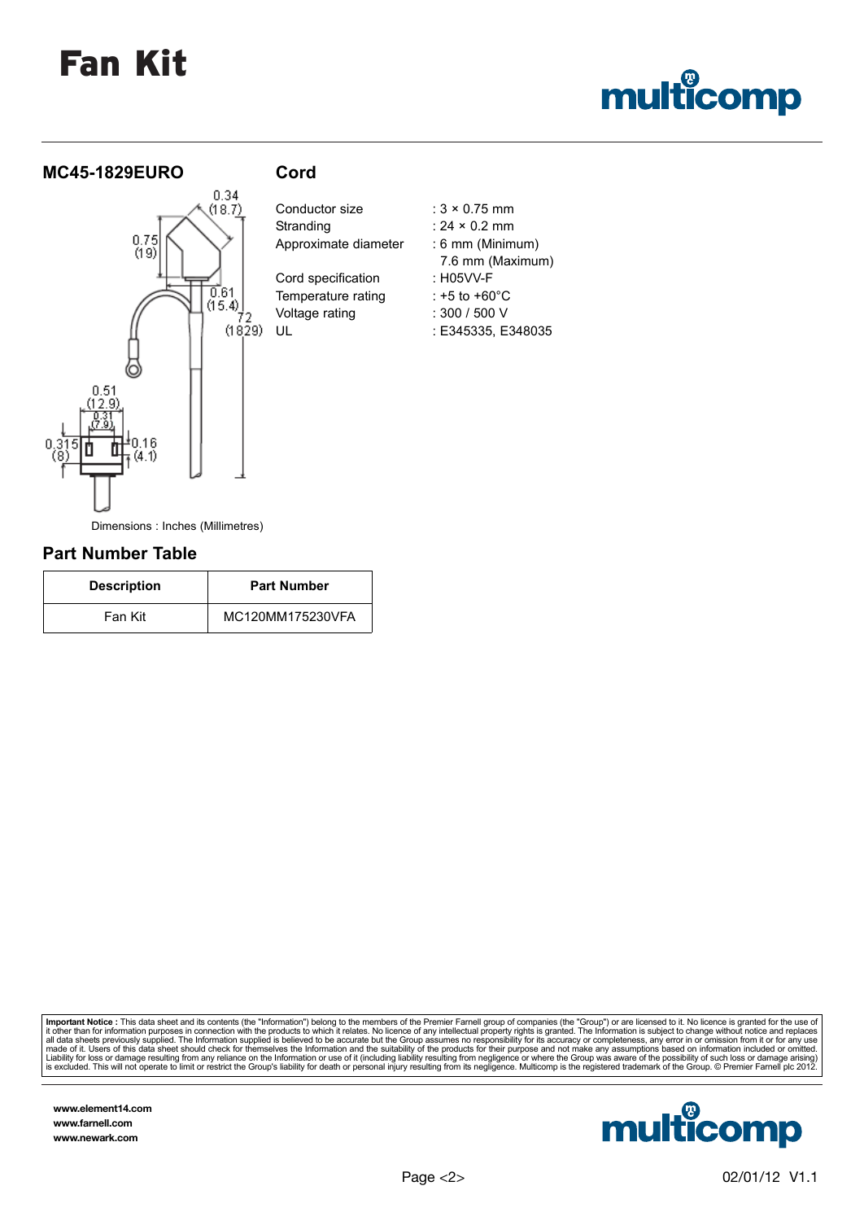# Fan Kit

## MC45-1829EURO

0.34 (18.7)
0.75 (19)
0.61 (15.4)
72 (1829)
0.51 (12.9)
0.31 (7.9)
0.315 (8)
0.16 (4.1)

Dimensions : Inches (Millimetres)

## Cord

| | |
|---|---|
| Conductor size | : 3 × 0.75 mm |
| Stranding | : 24 × 0.2 mm |
| Approximate diameter | : 6 mm (Minimum) 7.6 mm (Maximum) |
| Cord specification | : H05VV-F |
| Temperature rating | : +5 to +60°C |
| Voltage rating | : 300 / 500 V |
| UL | : E345335, E348035 |

## Part Number Table

| Description | Part Number |
|---|---|
| Fan Kit | MC120MM175230VFA |

**Important Notice :** This data sheet and its contents (the "Information") belong to the members of the Premier Farnell group of companies (the "Group") or are licensed to it. No licence is granted for the use of it other than for information purposes in connection with the products to which it relates. No licence of any intellectual property rights is granted. The Information is subject to change without notice and replaces all data sheets previously supplied. The Information supplied is believed to be accurate but the Group assumes no responsibility for its accuracy or completeness, any error in or omission from it or for any use made of it. Users of this data sheet should check for themselves the Information and the suitability of the products for their purpose and not make any assumptions based on information included or omitted. Liability for loss or damage resulting from any reliance on the Information or use of it (including liability resulting from negligence or where the Group was aware of the possibility of such loss or damage arising) is excluded. This will not operate to limit or restrict the Group's liability for death or personal injury resulting from its negligence. Multicomp is the registered trademark of the Group. © Premier Farnell plc 2012.

**www.element14.com**
**www.farnell.com**
**www.newark.com**

02/01/12 V1.1